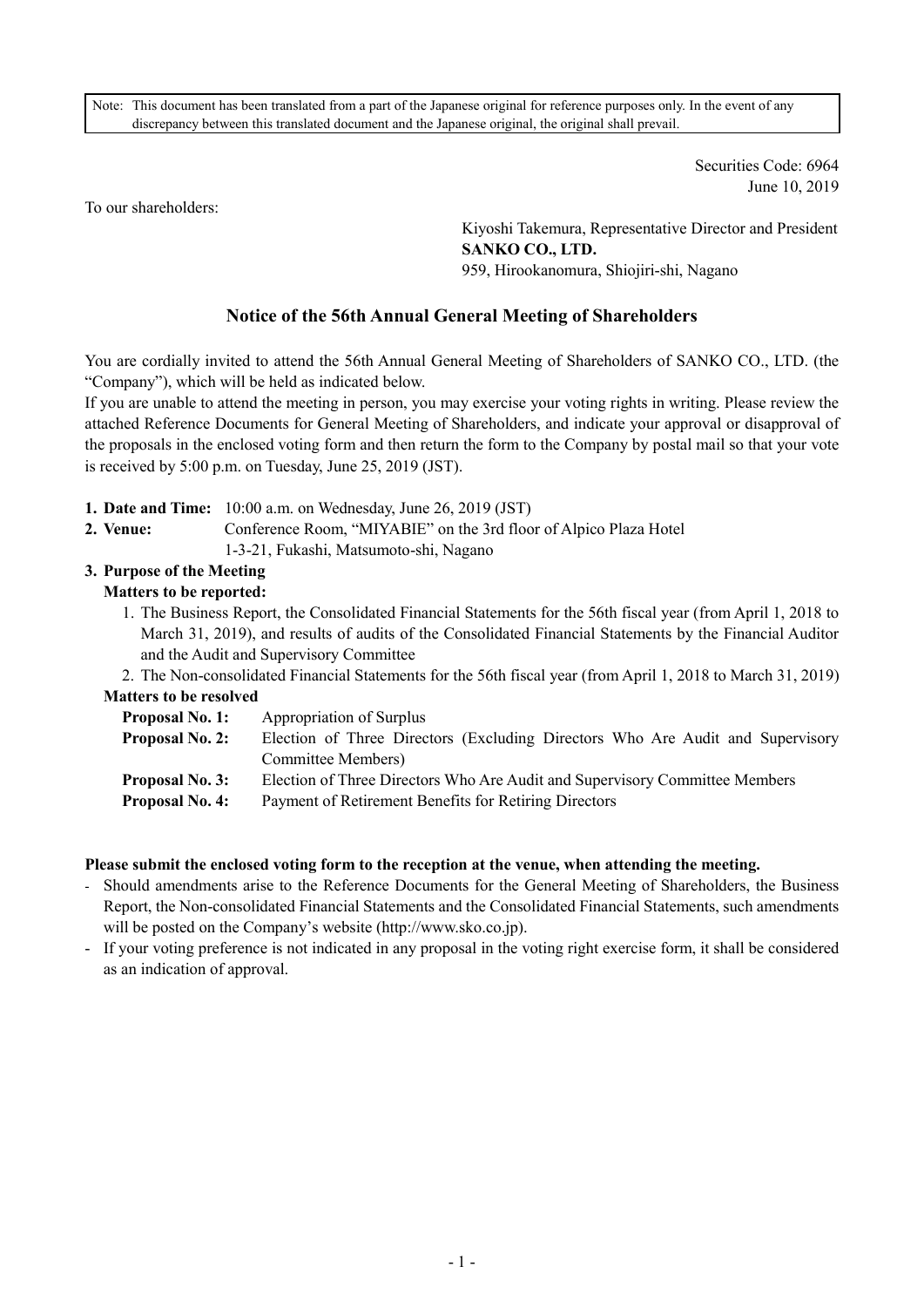Note: This document has been translated from a part of the Japanese original for reference purposes only. In the event of any discrepancy between this translated document and the Japanese original, the original shall prevail.

Securities Code: 6964
June 10, 2019

To our shareholders:

Kiyoshi Takemura, Representative Director and President
**SANKO CO., LTD.**
959, Hirookanomura, Shiojiri-shi, Nagano

## Notice of the 56th Annual General Meeting of Shareholders

You are cordially invited to attend the 56th Annual General Meeting of Shareholders of SANKO CO., LTD. (the "Company"), which will be held as indicated below.
If you are unable to attend the meeting in person, you may exercise your voting rights in writing. Please review the attached Reference Documents for General Meeting of Shareholders, and indicate your approval or disapproval of the proposals in the enclosed voting form and then return the form to the Company by postal mail so that your vote is received by 5:00 p.m. on Tuesday, June 25, 2019 (JST).

**1. Date and Time:** 10:00 a.m. on Wednesday, June 26, 2019 (JST)

**2. Venue:** Conference Room, "MIYABIE" on the 3rd floor of Alpico Plaza Hotel
1-3-21, Fukashi, Matsumoto-shi, Nagano

**3. Purpose of the Meeting**

**Matters to be reported:**

1. The Business Report, the Consolidated Financial Statements for the 56th fiscal year (from April 1, 2018 to March 31, 2019), and results of audits of the Consolidated Financial Statements by the Financial Auditor and the Audit and Supervisory Committee
2. The Non-consolidated Financial Statements for the 56th fiscal year (from April 1, 2018 to March 31, 2019)

**Matters to be resolved**

**Proposal No. 1:** Appropriation of Surplus
**Proposal No. 2:** Election of Three Directors (Excluding Directors Who Are Audit and Supervisory Committee Members)
**Proposal No. 3:** Election of Three Directors Who Are Audit and Supervisory Committee Members
**Proposal No. 4:** Payment of Retirement Benefits for Retiring Directors

**Please submit the enclosed voting form to the reception at the venue, when attending the meeting.**

- Should amendments arise to the Reference Documents for the General Meeting of Shareholders, the Business Report, the Non-consolidated Financial Statements and the Consolidated Financial Statements, such amendments will be posted on the Company's website (http://www.sko.co.jp).
- If your voting preference is not indicated in any proposal in the voting right exercise form, it shall be considered as an indication of approval.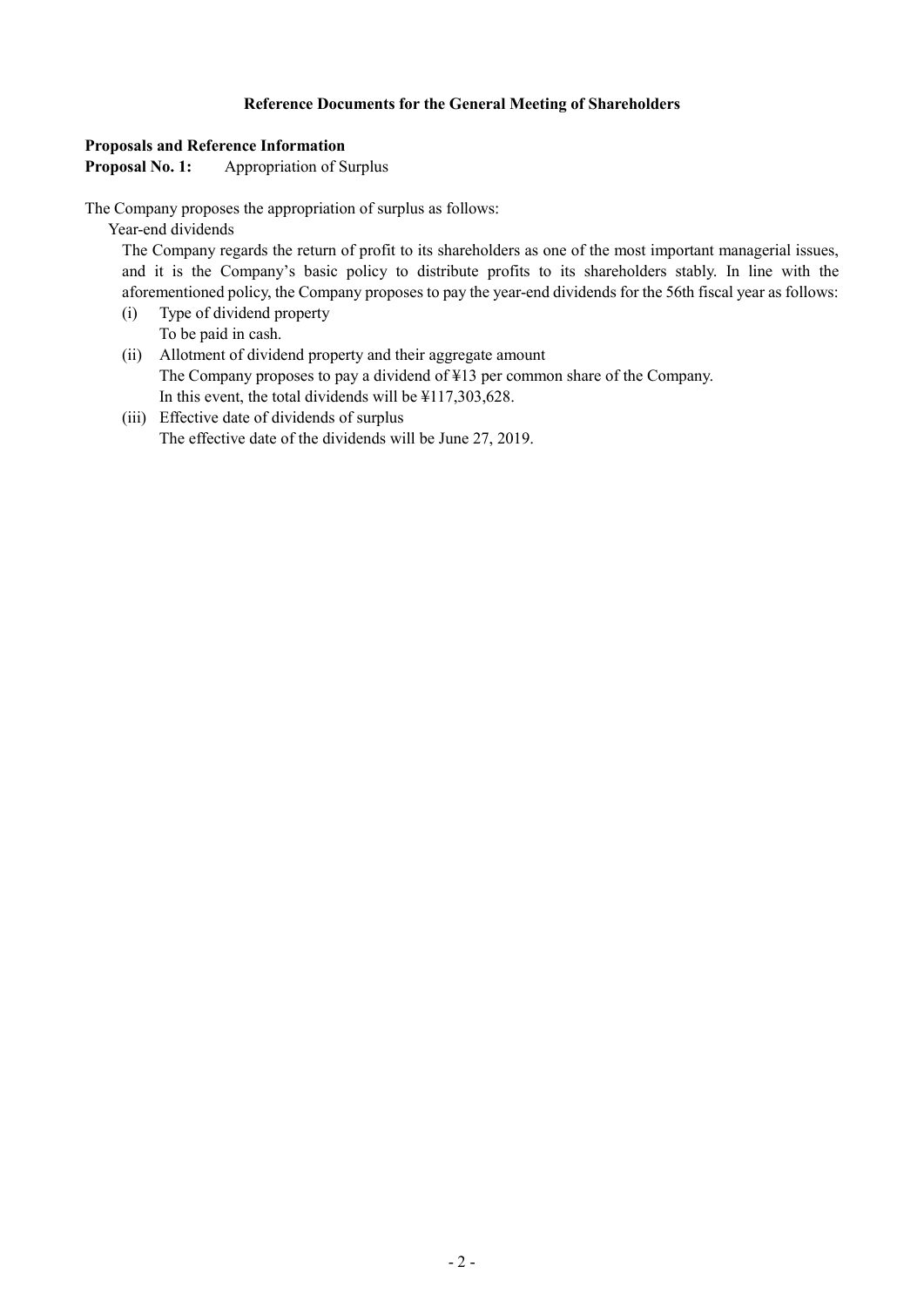## Reference Documents for the General Meeting of Shareholders

**Proposals and Reference Information**

**Proposal No. 1:** Appropriation of Surplus

The Company proposes the appropriation of surplus as follows:

Year-end dividends

The Company regards the return of profit to its shareholders as one of the most important managerial issues, and it is the Company's basic policy to distribute profits to its shareholders stably. In line with the aforementioned policy, the Company proposes to pay the year-end dividends for the 56th fiscal year as follows:

(i) Type of dividend property
To be paid in cash.

(ii) Allotment of dividend property and their aggregate amount
The Company proposes to pay a dividend of ¥13 per common share of the Company.
In this event, the total dividends will be ¥117,303,628.

(iii) Effective date of dividends of surplus
The effective date of the dividends will be June 27, 2019.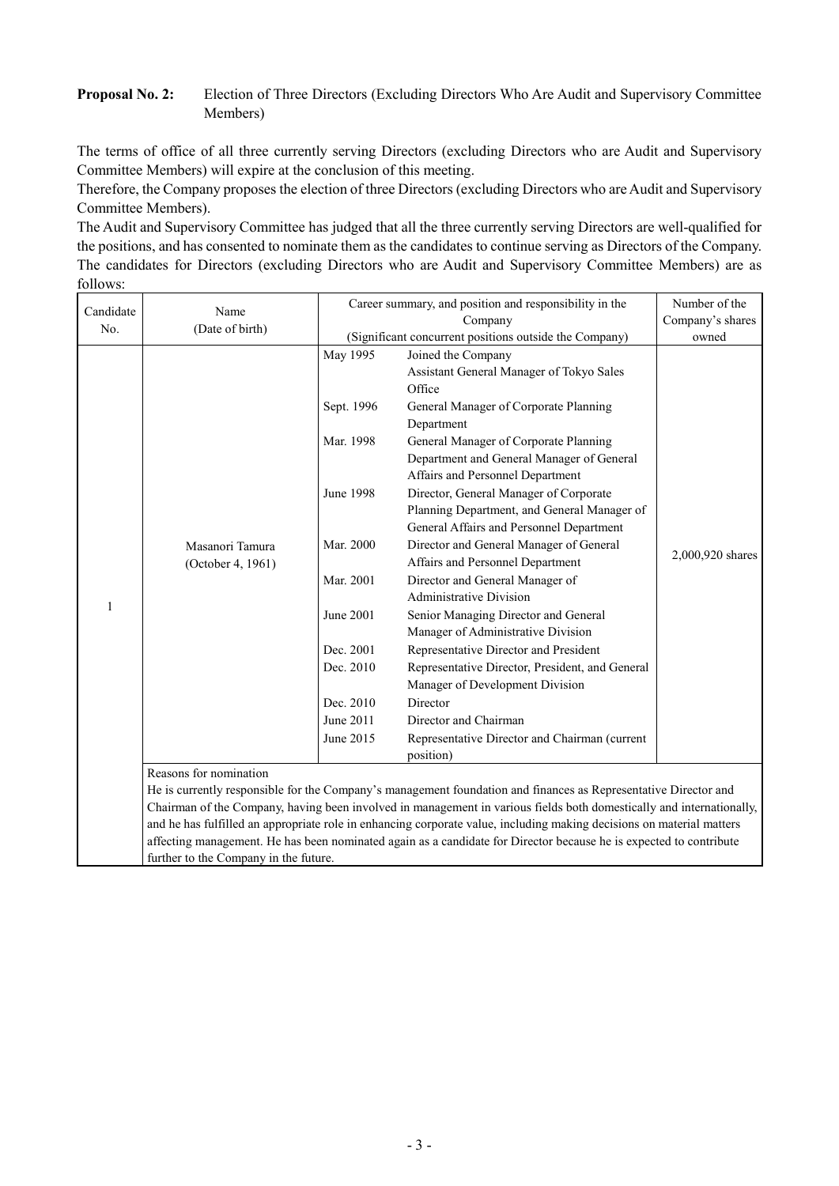**Proposal No. 2:** Election of Three Directors (Excluding Directors Who Are Audit and Supervisory Committee Members)

The terms of office of all three currently serving Directors (excluding Directors who are Audit and Supervisory Committee Members) will expire at the conclusion of this meeting.

Therefore, the Company proposes the election of three Directors (excluding Directors who are Audit and Supervisory Committee Members).

The Audit and Supervisory Committee has judged that all the three currently serving Directors are well-qualified for the positions, and has consented to nominate them as the candidates to continue serving as Directors of the Company.

The candidates for Directors (excluding Directors who are Audit and Supervisory Committee Members) are as follows:

| Candidate No. | Name (Date of birth) | Career summary, and position and responsibility in the Company (Significant concurrent positions outside the Company) | | Number of the Company's shares owned |
|---|---|---|---|---|
| 1 | Masanori Tamura (October 4, 1961) | May 1995 | Joined the Company<br>Assistant General Manager of Tokyo Sales Office | 2,000,920 shares |
| | | Sept. 1996 | General Manager of Corporate Planning Department | |
| | | Mar. 1998 | General Manager of Corporate Planning Department and General Manager of General Affairs and Personnel Department | |
| | | June 1998 | Director, General Manager of Corporate Planning Department, and General Manager of General Affairs and Personnel Department | |
| | | Mar. 2000 | Director and General Manager of General Affairs and Personnel Department | |
| | | Mar. 2001 | Director and General Manager of Administrative Division | |
| | | June 2001 | Senior Managing Director and General Manager of Administrative Division | |
| | | Dec. 2001 | Representative Director and President | |
| | | Dec. 2010 | Representative Director, President, and General Manager of Development Division | |
| | | Dec. 2010 | Director | |
| | | June 2011 | Director and Chairman | |
| | | June 2015 | Representative Director and Chairman (current position) | |
| | Reasons for nomination<br>He is currently responsible for the Company's management foundation and finances as Representative Director and Chairman of the Company, having been involved in management in various fields both domestically and internationally, and he has fulfilled an appropriate role in enhancing corporate value, including making decisions on material matters affecting management. He has been nominated again as a candidate for Director because he is expected to contribute further to the Company in the future. | | | |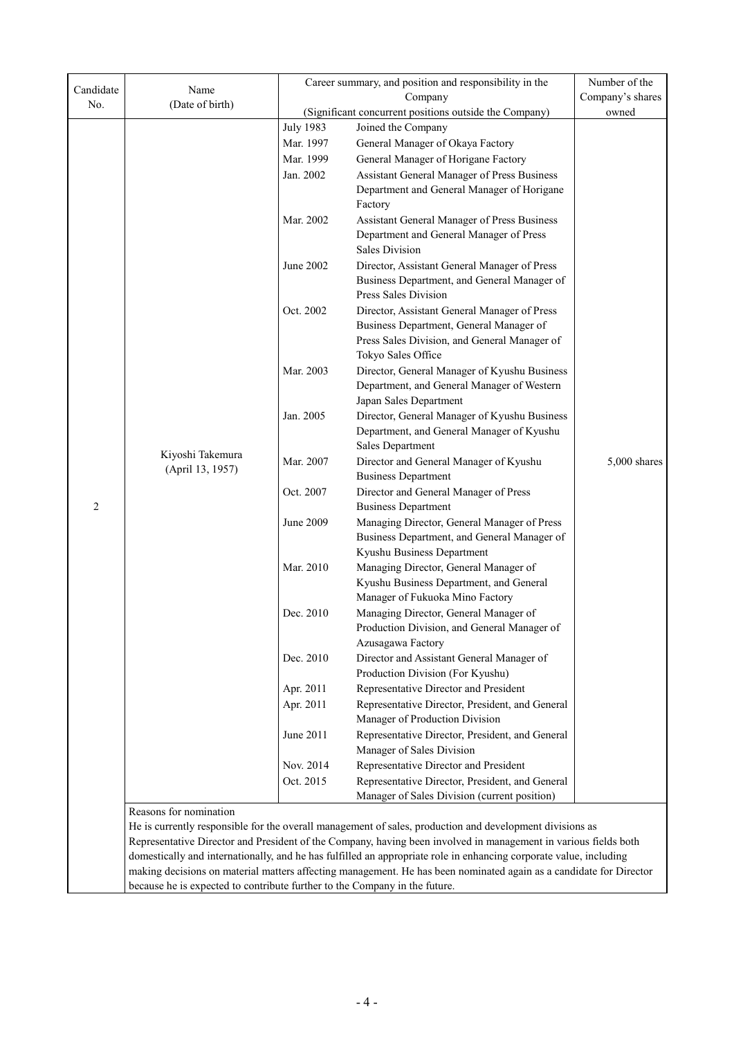| Candidate No. | Name (Date of birth) | Career summary, and position and responsibility in the Company (Significant concurrent positions outside the Company) | | Number of the Company's shares owned |
|---|---|---|---|---|
| 2 | Kiyoshi Takemura (April 13, 1957) | July 1983 | Joined the Company | 5,000 shares |
| | | Mar. 1997 | General Manager of Okaya Factory | |
| | | Mar. 1999 | General Manager of Horigane Factory | |
| | | Jan. 2002 | Assistant General Manager of Press Business Department and General Manager of Horigane Factory | |
| | | Mar. 2002 | Assistant General Manager of Press Business Department and General Manager of Press Sales Division | |
| | | June 2002 | Director, Assistant General Manager of Press Business Department, and General Manager of Press Sales Division | |
| | | Oct. 2002 | Director, Assistant General Manager of Press Business Department, General Manager of Press Sales Division, and General Manager of Tokyo Sales Office | |
| | | Mar. 2003 | Director, General Manager of Kyushu Business Department, and General Manager of Western Japan Sales Department | |
| | | Jan. 2005 | Director, General Manager of Kyushu Business Department, and General Manager of Kyushu Sales Department | |
| | | Mar. 2007 | Director and General Manager of Kyushu Business Department | |
| | | Oct. 2007 | Director and General Manager of Press Business Department | |
| | | June 2009 | Managing Director, General Manager of Press Business Department, and General Manager of Kyushu Business Department | |
| | | Mar. 2010 | Managing Director, General Manager of Kyushu Business Department, and General Manager of Fukuoka Mino Factory | |
| | | Dec. 2010 | Managing Director, General Manager of Production Division, and General Manager of Azusagawa Factory | |
| | | Dec. 2010 | Director and Assistant General Manager of Production Division (For Kyushu) | |
| | | Apr. 2011 | Representative Director and President | |
| | | Apr. 2011 | Representative Director, President, and General Manager of Production Division | |
| | | June 2011 | Representative Director, President, and General Manager of Sales Division | |
| | | Nov. 2014 | Representative Director and President | |
| | | Oct. 2015 | Representative Director, President, and General Manager of Sales Division (current position) | |

Reasons for nomination

He is currently responsible for the overall management of sales, production and development divisions as Representative Director and President of the Company, having been involved in management in various fields both domestically and internationally, and he has fulfilled an appropriate role in enhancing corporate value, including making decisions on material matters affecting management. He has been nominated again as a candidate for Director because he is expected to contribute further to the Company in the future.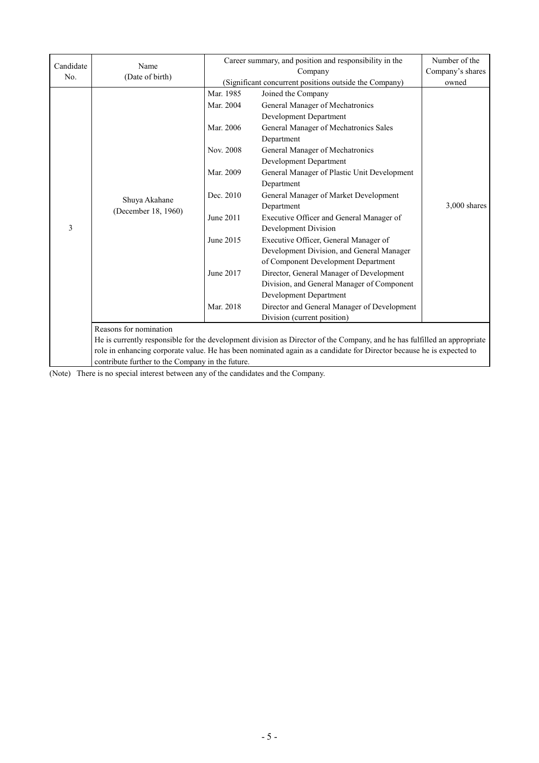| Candidate No. | Name (Date of birth) | Career summary, and position and responsibility in the Company (Significant concurrent positions outside the Company) | | Number of the Company's shares owned |
|---|---|---|---|---|
| 3 | Shuya Akahane (December 18, 1960) | Mar. 1985 | Joined the Company | 3,000 shares |
| | | Mar. 2004 | General Manager of Mechatronics Development Department | |
| | | Mar. 2006 | General Manager of Mechatronics Sales Department | |
| | | Nov. 2008 | General Manager of Mechatronics Development Department | |
| | | Mar. 2009 | General Manager of Plastic Unit Development Department | |
| | | Dec. 2010 | General Manager of Market Development Department | |
| | | June 2011 | Executive Officer and General Manager of Development Division | |
| | | June 2015 | Executive Officer, General Manager of Development Division, and General Manager of Component Development Department | |
| | | June 2017 | Director, General Manager of Development Division, and General Manager of Component Development Department | |
| | | Mar. 2018 | Director and General Manager of Development Division (current position) | |
| | Reasons for nomination<br>He is currently responsible for the development division as Director of the Company, and he has fulfilled an appropriate role in enhancing corporate value. He has been nominated again as a candidate for Director because he is expected to contribute further to the Company in the future. | | | |

(Note) There is no special interest between any of the candidates and the Company.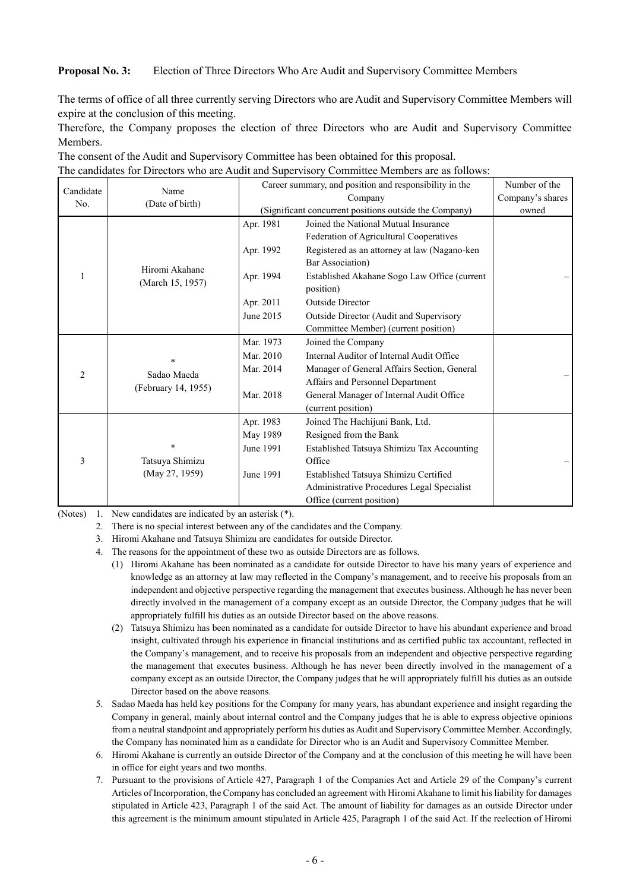**Proposal No. 3:** Election of Three Directors Who Are Audit and Supervisory Committee Members

The terms of office of all three currently serving Directors who are Audit and Supervisory Committee Members will expire at the conclusion of this meeting.

Therefore, the Company proposes the election of three Directors who are Audit and Supervisory Committee Members.

The consent of the Audit and Supervisory Committee has been obtained for this proposal.

The candidates for Directors who are Audit and Supervisory Committee Members are as follows:

| Candidate No. | Name (Date of birth) | Career summary, and position and responsibility in the Company (Significant concurrent positions outside the Company) | | Number of the Company's shares owned |
|---|---|---|---|---|
| 1 | Hiromi Akahane (March 15, 1957) | Apr. 1981 | Joined the National Mutual Insurance Federation of Agricultural Cooperatives | – |
| | | Apr. 1992 | Registered as an attorney at law (Nagano-ken Bar Association) | |
| | | Apr. 1994 | Established Akahane Sogo Law Office (current position) | |
| | | Apr. 2011 | Outside Director | |
| | | June 2015 | Outside Director (Audit and Supervisory Committee Member) (current position) | |
| 2 | * Sadao Maeda (February 14, 1955) | Mar. 1973 | Joined the Company | – |
| | | Mar. 2010 | Internal Auditor of Internal Audit Office | |
| | | Mar. 2014 | Manager of General Affairs Section, General Affairs and Personnel Department | |
| | | Mar. 2018 | General Manager of Internal Audit Office (current position) | |
| 3 | * Tatsuya Shimizu (May 27, 1959) | Apr. 1983 | Joined The Hachijuni Bank, Ltd. | – |
| | | May 1989 | Resigned from the Bank | |
| | | June 1991 | Established Tatsuya Shimizu Tax Accounting Office | |
| | | June 1991 | Established Tatsuya Shimizu Certified Administrative Procedures Legal Specialist Office (current position) | |

(Notes)
1. New candidates are indicated by an asterisk (*).
2. There is no special interest between any of the candidates and the Company.
3. Hiromi Akahane and Tatsuya Shimizu are candidates for outside Director.
4. The reasons for the appointment of these two as outside Directors are as follows.
   (1) Hiromi Akahane has been nominated as a candidate for outside Director to have his many years of experience and knowledge as an attorney at law may reflected in the Company's management, and to receive his proposals from an independent and objective perspective regarding the management that executes business. Although he has never been directly involved in the management of a company except as an outside Director, the Company judges that he will appropriately fulfill his duties as an outside Director based on the above reasons.
   (2) Tatsuya Shimizu has been nominated as a candidate for outside Director to have his abundant experience and broad insight, cultivated through his experience in financial institutions and as certified public tax accountant, reflected in the Company's management, and to receive his proposals from an independent and objective perspective regarding the management that executes business. Although he has never been directly involved in the management of a company except as an outside Director, the Company judges that he will appropriately fulfill his duties as an outside Director based on the above reasons.
5. Sadao Maeda has held key positions for the Company for many years, has abundant experience and insight regarding the Company in general, mainly about internal control and the Company judges that he is able to express objective opinions from a neutral standpoint and appropriately perform his duties as Audit and Supervisory Committee Member. Accordingly, the Company has nominated him as a candidate for Director who is an Audit and Supervisory Committee Member.
6. Hiromi Akahane is currently an outside Director of the Company and at the conclusion of this meeting he will have been in office for eight years and two months.
7. Pursuant to the provisions of Article 427, Paragraph 1 of the Companies Act and Article 29 of the Company's current Articles of Incorporation, the Company has concluded an agreement with Hiromi Akahane to limit his liability for damages stipulated in Article 423, Paragraph 1 of the said Act. The amount of liability for damages as an outside Director under this agreement is the minimum amount stipulated in Article 425, Paragraph 1 of the said Act. If the reelection of Hiromi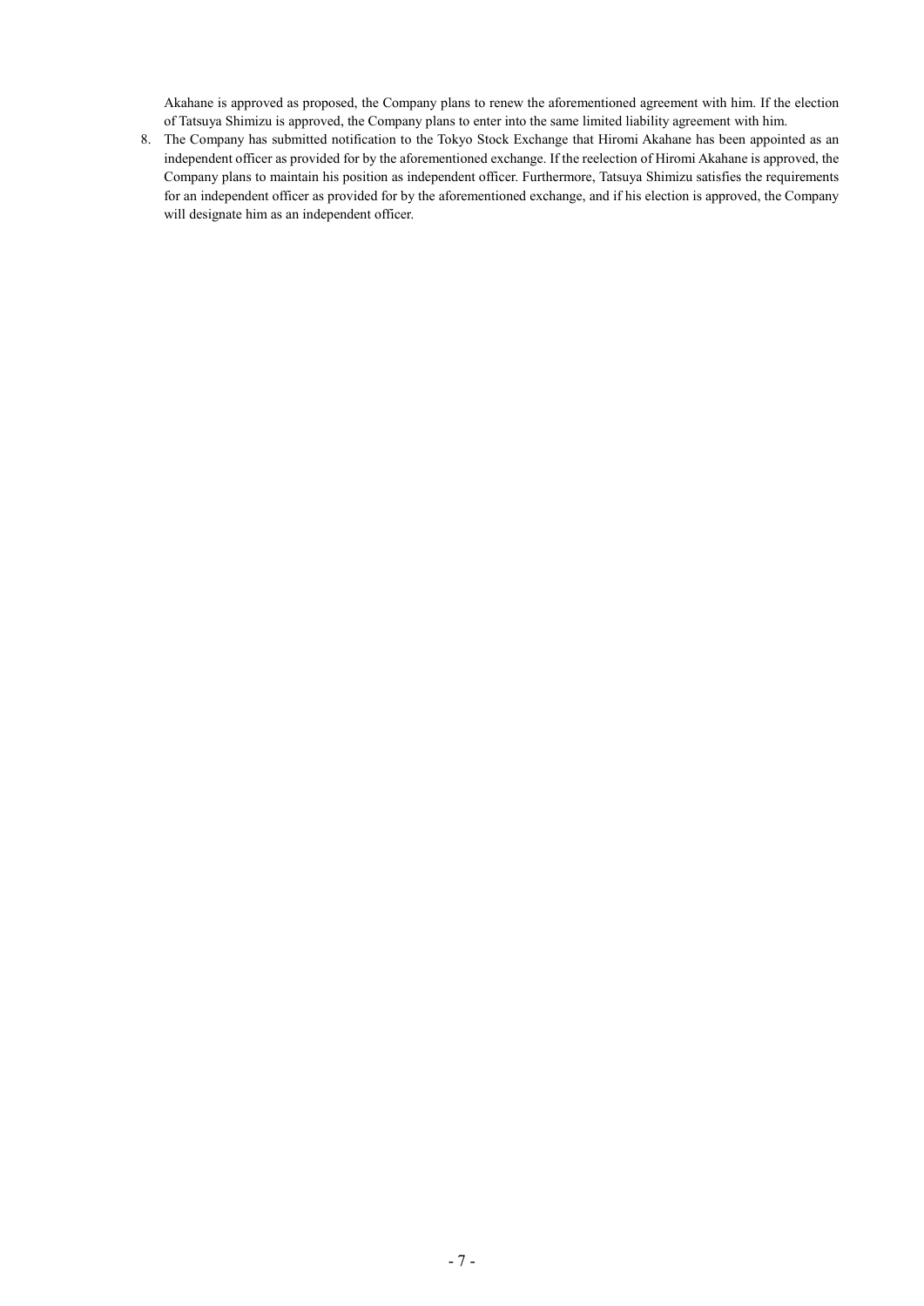Akahane is approved as proposed, the Company plans to renew the aforementioned agreement with him. If the election of Tatsuya Shimizu is approved, the Company plans to enter into the same limited liability agreement with him.

8. The Company has submitted notification to the Tokyo Stock Exchange that Hiromi Akahane has been appointed as an independent officer as provided for by the aforementioned exchange. If the reelection of Hiromi Akahane is approved, the Company plans to maintain his position as independent officer. Furthermore, Tatsuya Shimizu satisfies the requirements for an independent officer as provided for by the aforementioned exchange, and if his election is approved, the Company will designate him as an independent officer.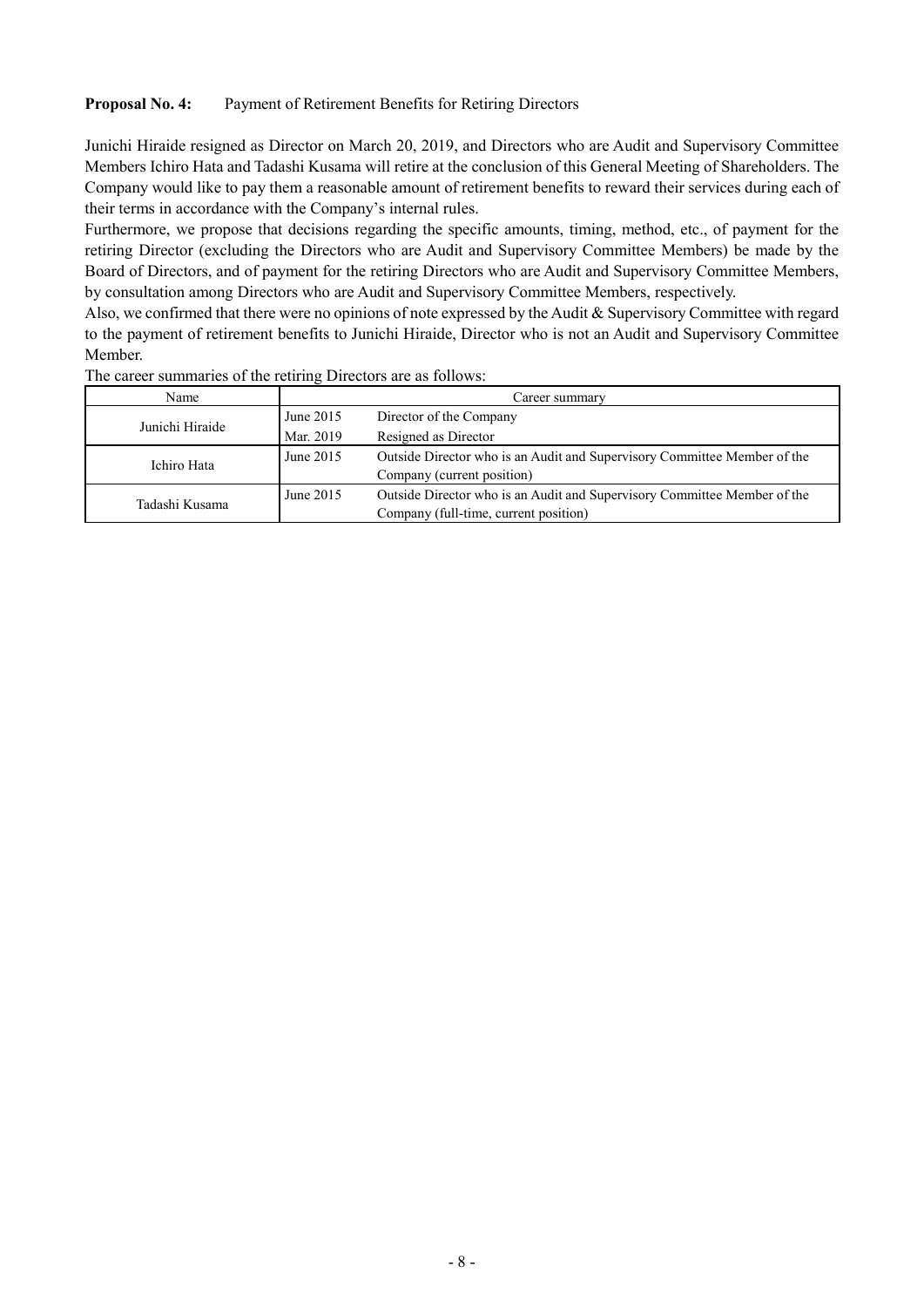**Proposal No. 4:** Payment of Retirement Benefits for Retiring Directors

Junichi Hiraide resigned as Director on March 20, 2019, and Directors who are Audit and Supervisory Committee Members Ichiro Hata and Tadashi Kusama will retire at the conclusion of this General Meeting of Shareholders. The Company would like to pay them a reasonable amount of retirement benefits to reward their services during each of their terms in accordance with the Company's internal rules.

Furthermore, we propose that decisions regarding the specific amounts, timing, method, etc., of payment for the retiring Director (excluding the Directors who are Audit and Supervisory Committee Members) be made by the Board of Directors, and of payment for the retiring Directors who are Audit and Supervisory Committee Members, by consultation among Directors who are Audit and Supervisory Committee Members, respectively.

Also, we confirmed that there were no opinions of note expressed by the Audit & Supervisory Committee with regard to the payment of retirement benefits to Junichi Hiraide, Director who is not an Audit and Supervisory Committee Member.

The career summaries of the retiring Directors are as follows:

| Name | Career summary | |
|---|---|---|
| Junichi Hiraide | June 2015 | Director of the Company |
| | Mar. 2019 | Resigned as Director |
| Ichiro Hata | June 2015 | Outside Director who is an Audit and Supervisory Committee Member of the Company (current position) |
| Tadashi Kusama | June 2015 | Outside Director who is an Audit and Supervisory Committee Member of the Company (full-time, current position) |